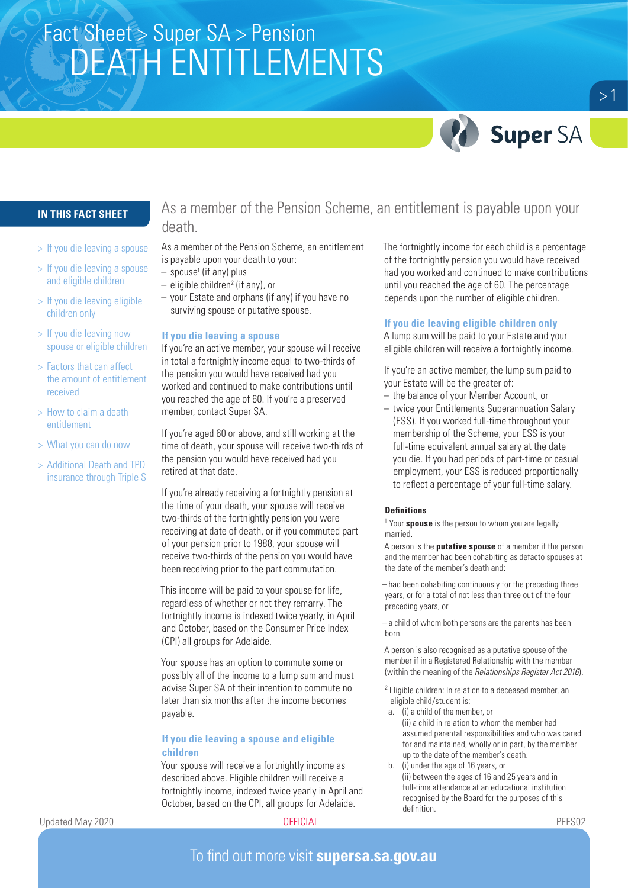# Fact Sheet > Super SA > Pension
# DEATH ENTITLEMENTS

**IN THIS FACT SHEET**

- > If you die leaving a spouse
- > If you die leaving a spouse and eligible children
- > If you die leaving eligible children only
- > If you die leaving now spouse or eligible children
- > Factors that can affect the amount of entitlement received
- > How to claim a death entitlement
- > What you can do now
- > Additional Death and TPD insurance through Triple S

## As a member of the Pension Scheme, an entitlement is payable upon your death.

As a member of the Pension Scheme, an entitlement is payable upon your death to your:

- spouse[1] (if any) plus
- eligible children[2] (if any), or
- your Estate and orphans (if any) if you have no surviving spouse or putative spouse.

### If you die leaving a spouse

If you're an active member, your spouse will receive in total a fortnightly income equal to two-thirds of the pension you would have received had you worked and continued to make contributions until you reached the age of 60. If you're a preserved member, contact Super SA.

If you're aged 60 or above, and still working at the time of death, your spouse will receive two-thirds of the pension you would have received had you retired at that date.

If you're already receiving a fortnightly pension at the time of your death, your spouse will receive two-thirds of the fortnightly pension you were receiving at date of death, or if you commuted part of your pension prior to 1988, your spouse will receive two-thirds of the pension you would have been receiving prior to the part commutation.

This income will be paid to your spouse for life, regardless of whether or not they remarry. The fortnightly income is indexed twice yearly, in April and October, based on the Consumer Price Index (CPI) all groups for Adelaide.

Your spouse has an option to commute some or possibly all of the income to a lump sum and must advise Super SA of their intention to commute no later than six months after the income becomes payable.

### If you die leaving a spouse and eligible children

Your spouse will receive a fortnightly income as described above. Eligible children will receive a fortnightly income, indexed twice yearly in April and October, based on the CPI, all groups for Adelaide.

The fortnightly income for each child is a percentage of the fortnightly pension you would have received had you worked and continued to make contributions until you reached the age of 60. The percentage depends upon the number of eligible children.

### If you die leaving eligible children only

A lump sum will be paid to your Estate and your eligible children will receive a fortnightly income.

If you're an active member, the lump sum paid to your Estate will be the greater of:

- the balance of your Member Account, or
- twice your Entitlements Superannuation Salary (ESS). If you worked full-time throughout your membership of the Scheme, your ESS is your full-time equivalent annual salary at the date you die. If you had periods of part-time or casual employment, your ESS is reduced proportionally to reflect a percentage of your full-time salary.

---

**Definitions**

[1] Your **spouse** is the person to whom you are legally married.

A person is the **putative spouse** of a member if the person and the member had been cohabiting as defacto spouses at the date of the member's death and:

- had been cohabiting continuously for the preceding three years, or for a total of not less than three out of the four preceding years, or
- a child of whom both persons are the parents has been born.

A person is also recognised as a putative spouse of the member if in a Registered Relationship with the member (within the meaning of the *Relationships Register Act 2016*).

[2] Eligible children: In relation to a deceased member, an eligible child/student is:

a. (i) a child of the member, or
   (ii) a child in relation to whom the member had assumed parental responsibilities and who was cared for and maintained, wholly or in part, by the member up to the date of the member's death.

b. (i) under the age of 16 years, or
   (ii) between the ages of 16 and 25 years and in full-time attendance at an educational institution recognised by the Board for the purposes of this definition.

Updated May 2020 OFFICIAL PEFS02

To find out more visit **supersa.sa.gov.au**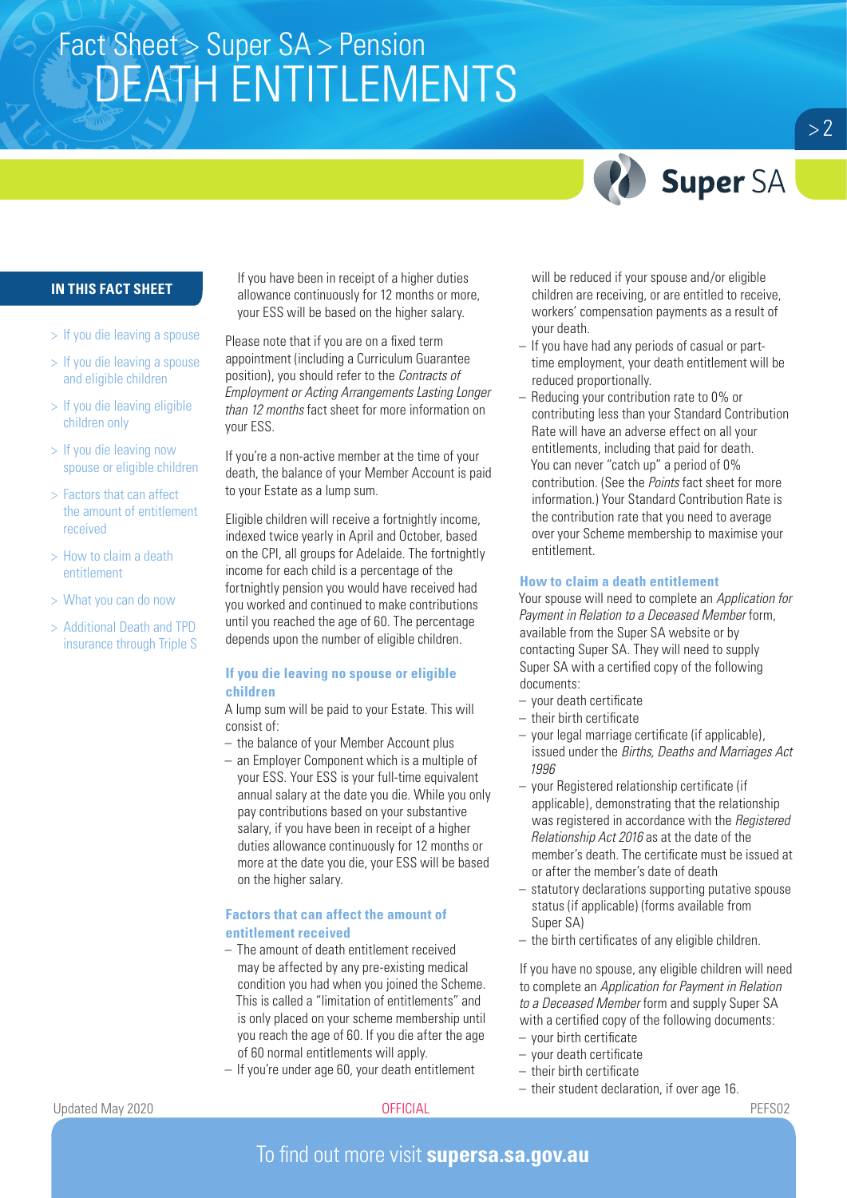## IN THIS FACT SHEET

- > If you die leaving a spouse
- > If you die leaving a spouse and eligible children
- > If you die leaving eligible children only
- > If you die leaving now spouse or eligible children
- > Factors that can affect the amount of entitlement received
- > How to claim a death entitlement
- > What you can do now
- > Additional Death and TPD insurance through Triple S

If you have been in receipt of a higher duties allowance continuously for 12 months or more, your ESS will be based on the higher salary.

Please note that if you are on a fixed term appointment (including a Curriculum Guarantee position), you should refer to the *Contracts of Employment or Acting Arrangements Lasting Longer than 12 months* fact sheet for more information on your ESS.

If you're a non-active member at the time of your death, the balance of your Member Account is paid to your Estate as a lump sum.

Eligible children will receive a fortnightly income, indexed twice yearly in April and October, based on the CPI, all groups for Adelaide. The fortnightly income for each child is a percentage of the fortnightly pension you would have received had you worked and continued to make contributions until you reached the age of 60. The percentage depends upon the number of eligible children.

### If you die leaving no spouse or eligible children

A lump sum will be paid to your Estate. This will consist of:

- the balance of your Member Account plus
- an Employer Component which is a multiple of your ESS. Your ESS is your full-time equivalent annual salary at the date you die. While you only pay contributions based on your substantive salary, if you have been in receipt of a higher duties allowance continuously for 12 months or more at the date you die, your ESS will be based on the higher salary.

### Factors that can affect the amount of entitlement received

- The amount of death entitlement received may be affected by any pre-existing medical condition you had when you joined the Scheme. This is called a "limitation of entitlements" and is only placed on your scheme membership until you reach the age of 60. If you die after the age of 60 normal entitlements will apply.
- If you're under age 60, your death entitlement will be reduced if your spouse and/or eligible children are receiving, or are entitled to receive, workers' compensation payments as a result of your death.
- If you have had any periods of casual or part-time employment, your death entitlement will be reduced proportionally.
- Reducing your contribution rate to 0% or contributing less than your Standard Contribution Rate will have an adverse effect on all your entitlements, including that paid for death. You can never "catch up" a period of 0% contribution. (See the *Points* fact sheet for more information.) Your Standard Contribution Rate is the contribution rate that you need to average over your Scheme membership to maximise your entitlement.

### How to claim a death entitlement

Your spouse will need to complete an *Application for Payment in Relation to a Deceased Member* form, available from the Super SA website or by contacting Super SA. They will need to supply Super SA with a certified copy of the following documents:

- your death certificate
- their birth certificate
- your legal marriage certificate (if applicable), issued under the *Births, Deaths and Marriages Act 1996*
- your Registered relationship certificate (if applicable), demonstrating that the relationship was registered in accordance with the *Registered Relationship Act 2016* as at the date of the member's death. The certificate must be issued at or after the member's date of death
- statutory declarations supporting putative spouse status (if applicable) (forms available from Super SA)
- the birth certificates of any eligible children.

If you have no spouse, any eligible children will need to complete an *Application for Payment in Relation to a Deceased Member* form and supply Super SA with a certified copy of the following documents:

- your birth certificate
- your death certificate
- their birth certificate
- their student declaration, if over age 16.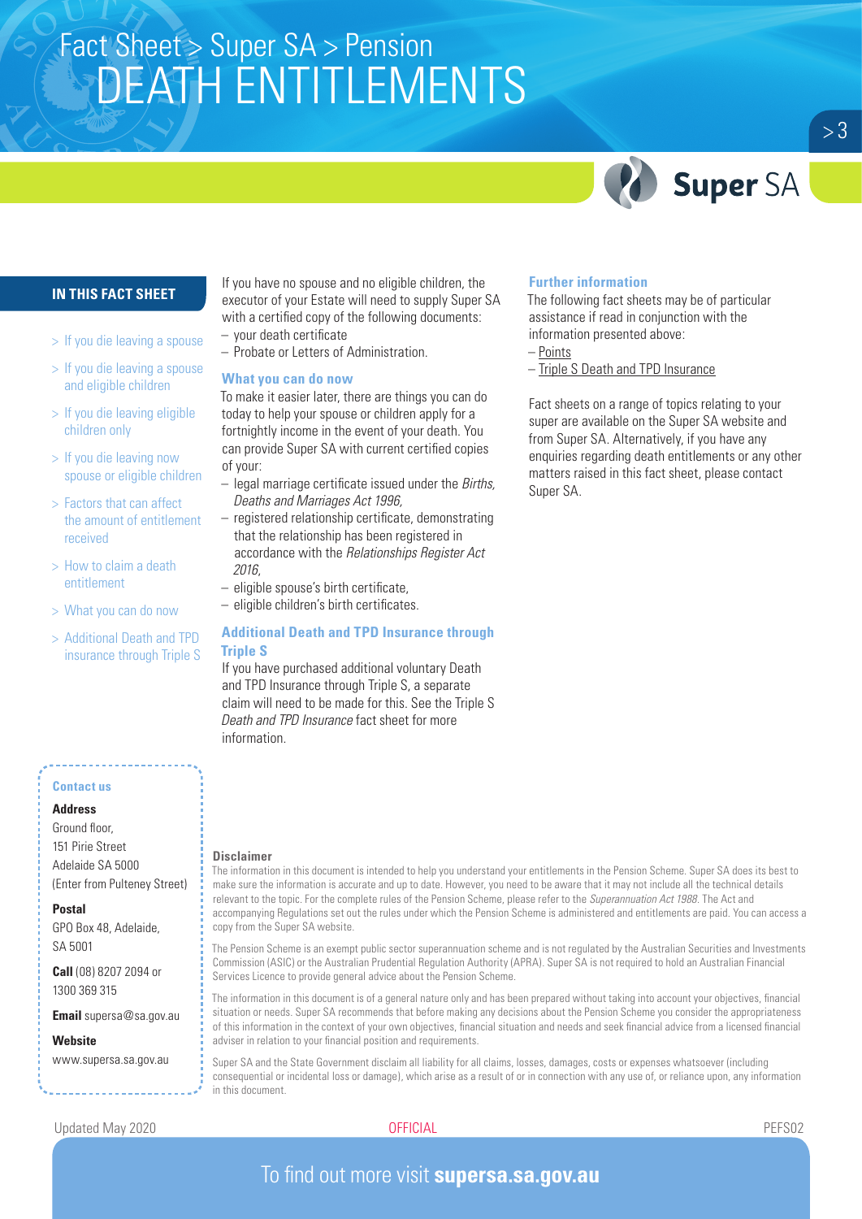# Fact Sheet > Super SA > Pension
# DEATH ENTITLEMENTS

## IN THIS FACT SHEET

- > If you die leaving a spouse
- > If you die leaving a spouse and eligible children
- > If you die leaving eligible children only
- > If you die leaving now spouse or eligible children
- > Factors that can affect the amount of entitlement received
- > How to claim a death entitlement
- > What you can do now
- > Additional Death and TPD insurance through Triple S

If you have no spouse and no eligible children, the executor of your Estate will need to supply Super SA with a certified copy of the following documents:

- your death certificate
- Probate or Letters of Administration.

### What you can do now

To make it easier later, there are things you can do today to help your spouse or children apply for a fortnightly income in the event of your death. You can provide Super SA with current certified copies of your:

- legal marriage certificate issued under the *Births, Deaths and Marriages Act 1996,*
- registered relationship certificate, demonstrating that the relationship has been registered in accordance with the *Relationships Register Act 2016*,
- eligible spouse's birth certificate,
- eligible children's birth certificates.

### Additional Death and TPD Insurance through Triple S

If you have purchased additional voluntary Death and TPD Insurance through Triple S, a separate claim will need to be made for this. See the Triple S *Death and TPD Insurance* fact sheet for more information.

### Further information

The following fact sheets may be of particular assistance if read in conjunction with the information presented above:

- Points
- Triple S Death and TPD Insurance

Fact sheets on a range of topics relating to your super are available on the Super SA website and from Super SA. Alternatively, if you have any enquiries regarding death entitlements or any other matters raised in this fact sheet, please contact Super SA.

### Contact us

**Address**
Ground floor,
151 Pirie Street
Adelaide SA 5000
(Enter from Pulteney Street)

**Postal**
GPO Box 48, Adelaide,
SA 5001

**Call** (08) 8207 2094 or
1300 369 315

**Email** supersa@sa.gov.au

**Website**
www.supersa.sa.gov.au

### Disclaimer

The information in this document is intended to help you understand your entitlements in the Pension Scheme. Super SA does its best to make sure the information is accurate and up to date. However, you need to be aware that it may not include all the technical details relevant to the topic. For the complete rules of the Pension Scheme, please refer to the *Superannuation Act 1988.* The Act and accompanying Regulations set out the rules under which the Pension Scheme is administered and entitlements are paid. You can access a copy from the Super SA website.

The Pension Scheme is an exempt public sector superannuation scheme and is not regulated by the Australian Securities and Investments Commission (ASIC) or the Australian Prudential Regulation Authority (APRA). Super SA is not required to hold an Australian Financial Services Licence to provide general advice about the Pension Scheme.

The information in this document is of a general nature only and has been prepared without taking into account your objectives, financial situation or needs. Super SA recommends that before making any decisions about the Pension Scheme you consider the appropriateness of this information in the context of your own objectives, financial situation and needs and seek financial advice from a licensed financial adviser in relation to your financial position and requirements.

Super SA and the State Government disclaim all liability for all claims, losses, damages, costs or expenses whatsoever (including consequential or incidental loss or damage), which arise as a result of or in connection with any use of, or reliance upon, any information in this document.

Updated May 2020

OFFICIAL

PEFS02

To find out more visit **supersa.sa.gov.au**